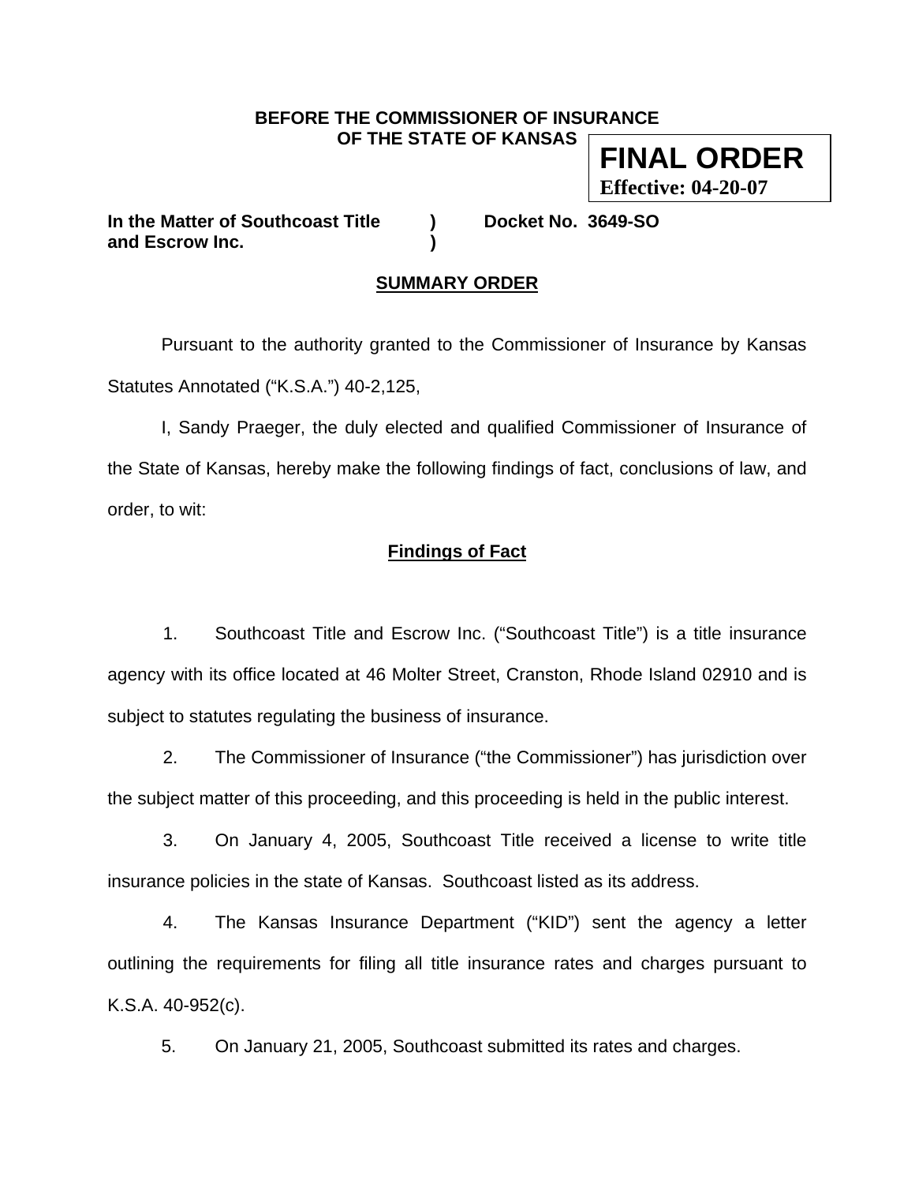**BEFORE THE COMMISSIONER OF INSURANCE OF THE STATE OF KANSAS**

**FINAL ORDER**
**Effective: 04-20-07**

**In the Matter of Southcoast Title and Escrow Inc.** ) **Docket No. 3649-SO**

## SUMMARY ORDER

Pursuant to the authority granted to the Commissioner of Insurance by Kansas Statutes Annotated ("K.S.A.") 40-2,125,

I, Sandy Praeger, the duly elected and qualified Commissioner of Insurance of the State of Kansas, hereby make the following findings of fact, conclusions of law, and order, to wit:

## Findings of Fact

1. Southcoast Title and Escrow Inc. ("Southcoast Title") is a title insurance agency with its office located at 46 Molter Street, Cranston, Rhode Island 02910 and is subject to statutes regulating the business of insurance.

2. The Commissioner of Insurance ("the Commissioner") has jurisdiction over the subject matter of this proceeding, and this proceeding is held in the public interest.

3. On January 4, 2005, Southcoast Title received a license to write title insurance policies in the state of Kansas. Southcoast listed as its address.

4. The Kansas Insurance Department ("KID") sent the agency a letter outlining the requirements for filing all title insurance rates and charges pursuant to K.S.A. 40-952(c).

5. On January 21, 2005, Southcoast submitted its rates and charges.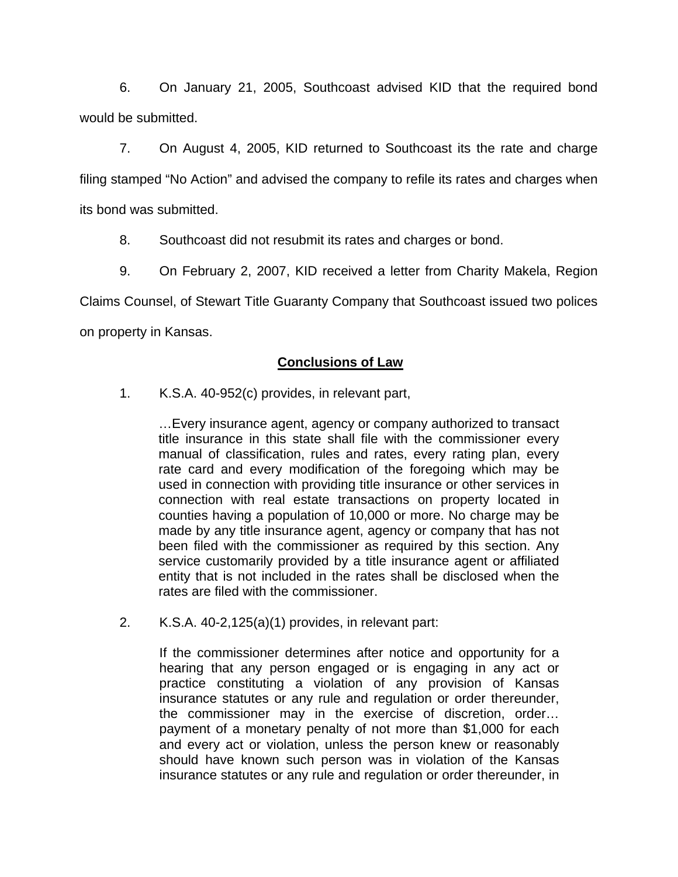6. On January 21, 2005, Southcoast advised KID that the required bond would be submitted.

7. On August 4, 2005, KID returned to Southcoast its the rate and charge filing stamped "No Action" and advised the company to refile its rates and charges when its bond was submitted.

8. Southcoast did not resubmit its rates and charges or bond.

9. On February 2, 2007, KID received a letter from Charity Makela, Region Claims Counsel, of Stewart Title Guaranty Company that Southcoast issued two polices on property in Kansas.

## Conclusions of Law

1. K.S.A. 40-952(c) provides, in relevant part,

> …Every insurance agent, agency or company authorized to transact title insurance in this state shall file with the commissioner every manual of classification, rules and rates, every rating plan, every rate card and every modification of the foregoing which may be used in connection with providing title insurance or other services in connection with real estate transactions on property located in counties having a population of 10,000 or more. No charge may be made by any title insurance agent, agency or company that has not been filed with the commissioner as required by this section. Any service customarily provided by a title insurance agent or affiliated entity that is not included in the rates shall be disclosed when the rates are filed with the commissioner.

2. K.S.A. 40-2,125(a)(1) provides, in relevant part:

> If the commissioner determines after notice and opportunity for a hearing that any person engaged or is engaging in any act or practice constituting a violation of any provision of Kansas insurance statutes or any rule and regulation or order thereunder, the commissioner may in the exercise of discretion, order… payment of a monetary penalty of not more than $1,000 for each and every act or violation, unless the person knew or reasonably should have known such person was in violation of the Kansas insurance statutes or any rule and regulation or order thereunder, in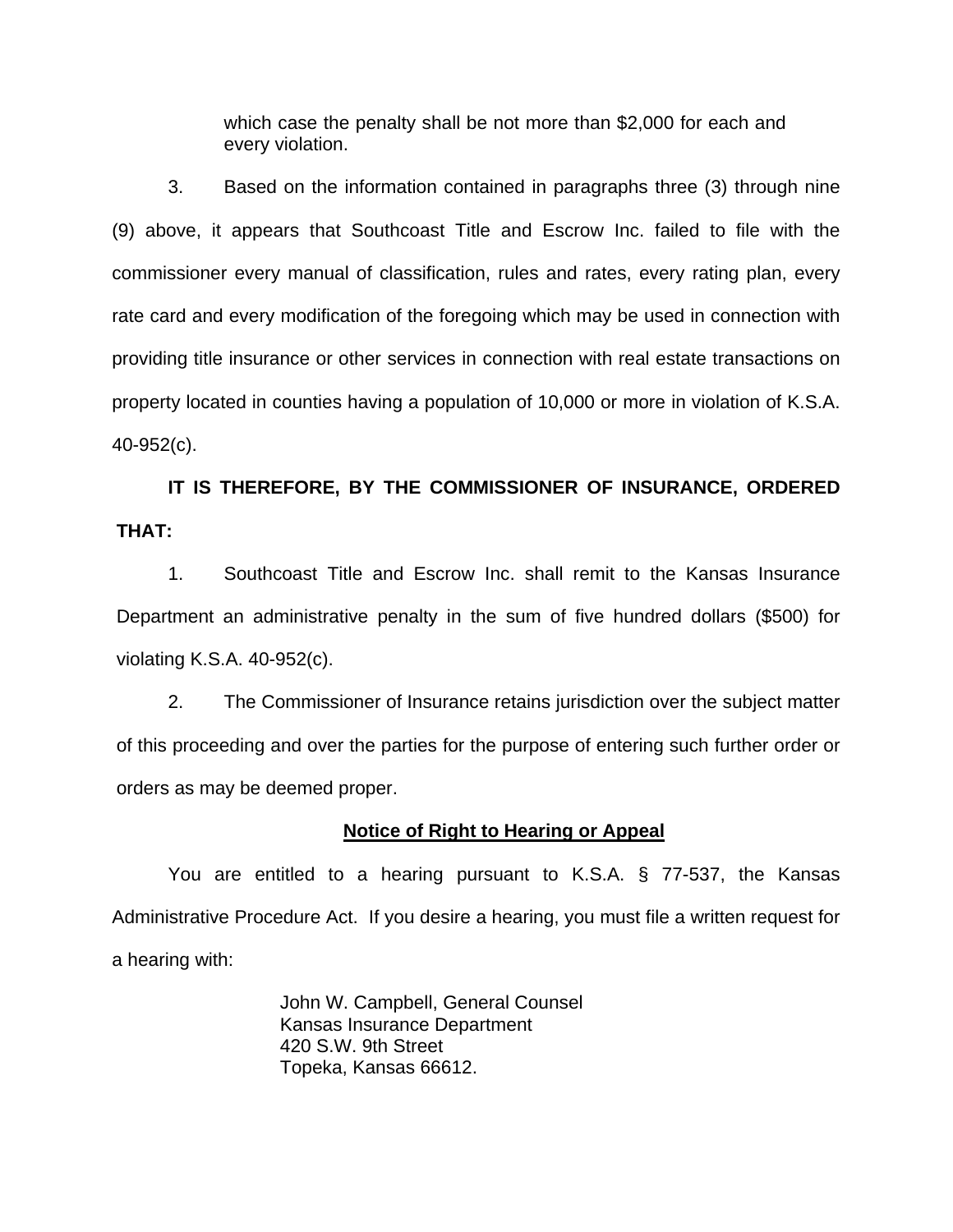which case the penalty shall be not more than $2,000 for each and every violation.

3. Based on the information contained in paragraphs three (3) through nine (9) above, it appears that Southcoast Title and Escrow Inc. failed to file with the commissioner every manual of classification, rules and rates, every rating plan, every rate card and every modification of the foregoing which may be used in connection with providing title insurance or other services in connection with real estate transactions on property located in counties having a population of 10,000 or more in violation of K.S.A. 40-952(c).

**IT IS THEREFORE, BY THE COMMISSIONER OF INSURANCE, ORDERED THAT:**

1. Southcoast Title and Escrow Inc. shall remit to the Kansas Insurance Department an administrative penalty in the sum of five hundred dollars ($500) for violating K.S.A. 40-952(c).

2. The Commissioner of Insurance retains jurisdiction over the subject matter of this proceeding and over the parties for the purpose of entering such further order or orders as may be deemed proper.

## Notice of Right to Hearing or Appeal

You are entitled to a hearing pursuant to K.S.A. § 77-537, the Kansas Administrative Procedure Act. If you desire a hearing, you must file a written request for a hearing with:

John W. Campbell, General Counsel
Kansas Insurance Department
420 S.W. 9th Street
Topeka, Kansas 66612.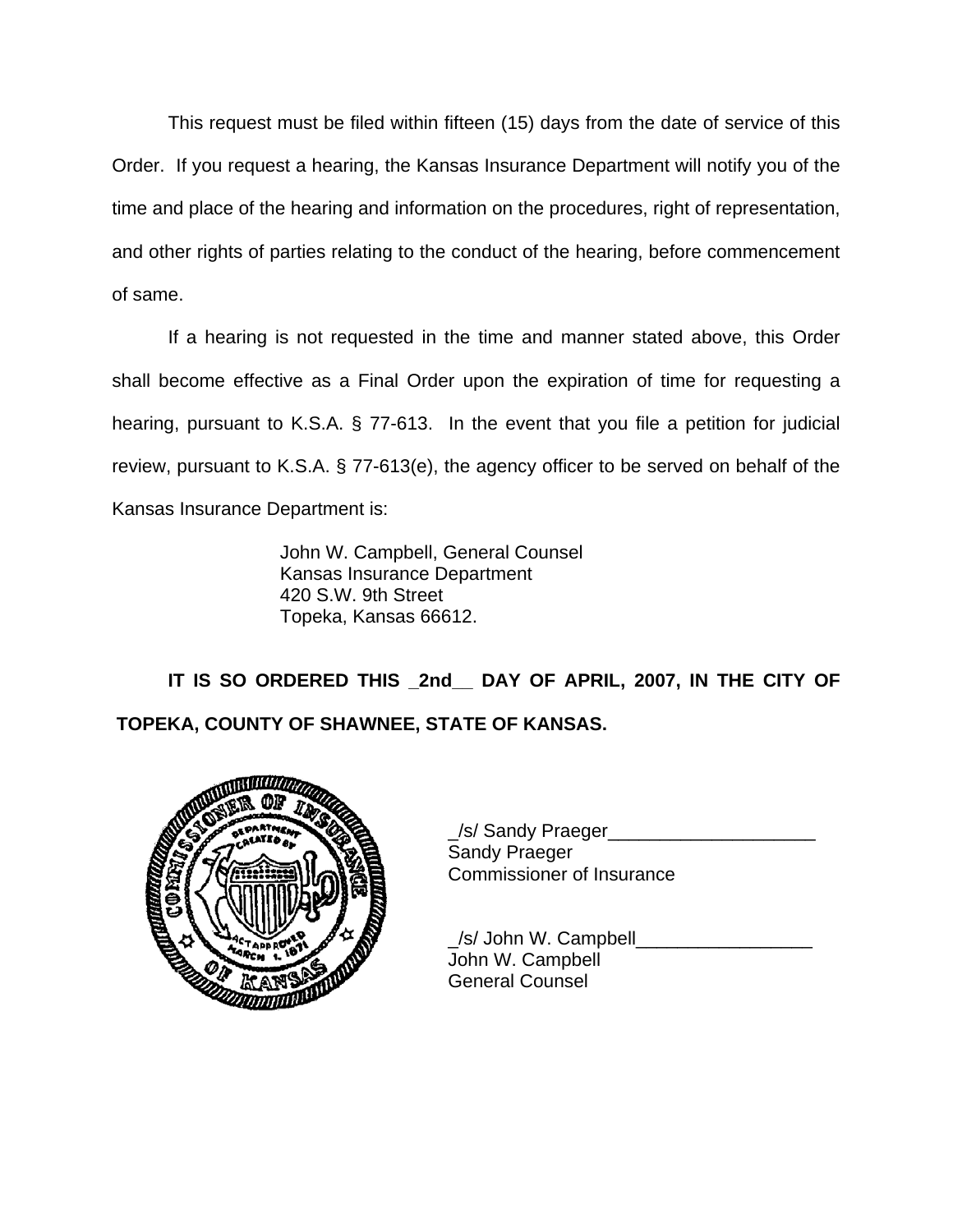This request must be filed within fifteen (15) days from the date of service of this Order. If you request a hearing, the Kansas Insurance Department will notify you of the time and place of the hearing and information on the procedures, right of representation, and other rights of parties relating to the conduct of the hearing, before commencement of same.

If a hearing is not requested in the time and manner stated above, this Order shall become effective as a Final Order upon the expiration of time for requesting a hearing, pursuant to K.S.A. § 77-613. In the event that you file a petition for judicial review, pursuant to K.S.A. § 77-613(e), the agency officer to be served on behalf of the Kansas Insurance Department is:

John W. Campbell, General Counsel
Kansas Insurance Department
420 S.W. 9th Street
Topeka, Kansas 66612.

**IT IS SO ORDERED THIS _2nd__ DAY OF APRIL, 2007, IN THE CITY OF TOPEKA, COUNTY OF SHAWNEE, STATE OF KANSAS.**

_/s/ Sandy Praeger____________________
Sandy Praeger
Commissioner of Insurance

_/s/ John W. Campbell_________________
John W. Campbell
General Counsel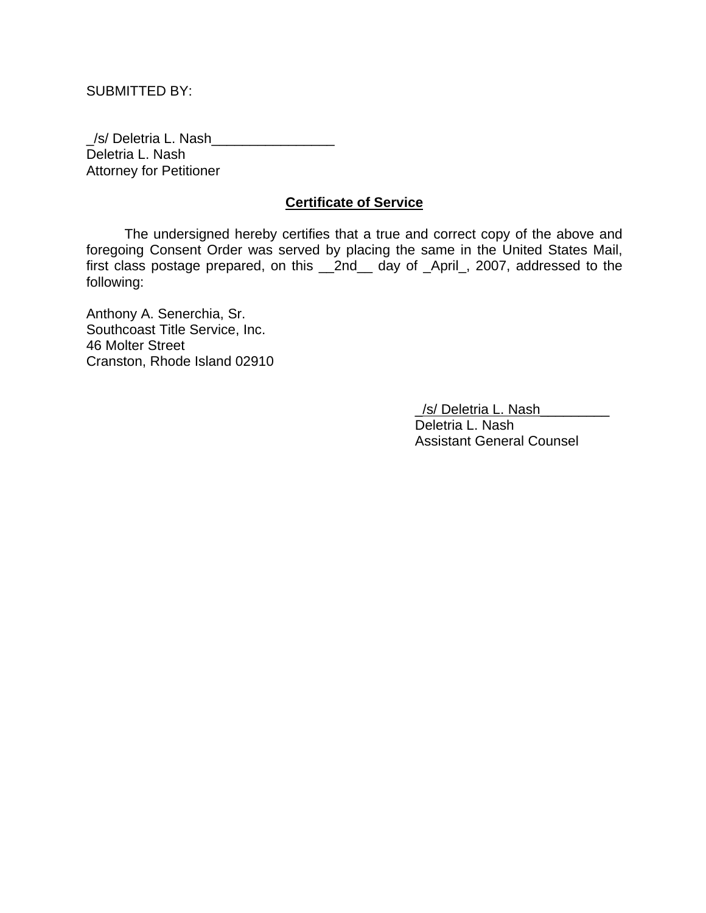SUBMITTED BY:

_/s/ Deletria L. Nash________________
Deletria L. Nash
Attorney for Petitioner

**Certificate of Service**

The undersigned hereby certifies that a true and correct copy of the above and foregoing Consent Order was served by placing the same in the United States Mail, first class postage prepared, on this __2nd__ day of _April_, 2007, addressed to the following:

Anthony A. Senerchia, Sr.
Southcoast Title Service, Inc.
46 Molter Street
Cranston, Rhode Island 02910

_/s/ Deletria L. Nash_________
Deletria L. Nash
Assistant General Counsel